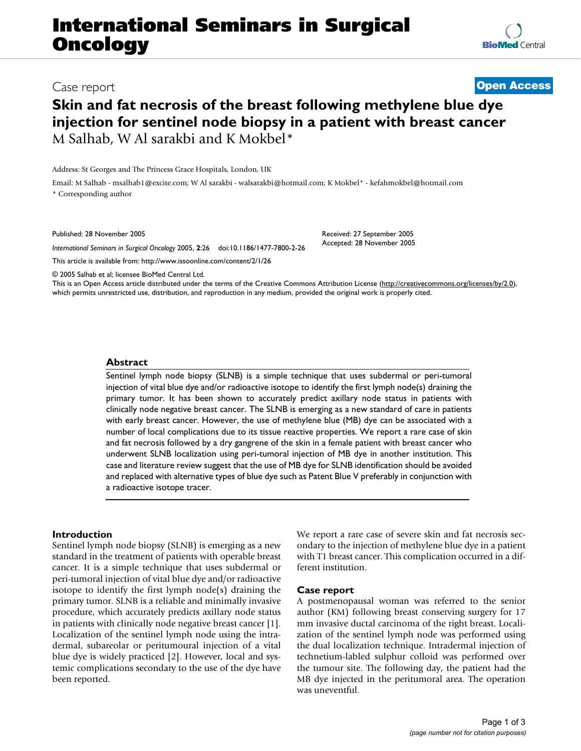# International Seminars in Surgical Oncology

Case report

**Open Access**

# Skin and fat necrosis of the breast following methylene blue dye injection for sentinel node biopsy in a patient with breast cancer

M Salhab, W Al sarakbi and K Mokbel*

Address: St Georges and The Princess Grace Hospitals, London, UK

Email: M Salhab - msalhab1@excite.com; W Al sarakbi - walsarakbi@hotmail.com; K Mokbel* - kefahmokbel@hotmail.com

* Corresponding author

Published: 28 November 2005

*International Seminars in Surgical Oncology* 2005, **2**:26 doi:10.1186/1477-7800-2-26

Received: 27 September 2005
Accepted: 28 November 2005

This article is available from: http://www.issoonline.com/content/2/1/26

© 2005 Salhab et al; licensee BioMed Central Ltd.

This is an Open Access article distributed under the terms of the Creative Commons Attribution License (http://creativecommons.org/licenses/by/2.0), which permits unrestricted use, distribution, and reproduction in any medium, provided the original work is properly cited.

## Abstract

Sentinel lymph node biopsy (SLNB) is a simple technique that uses subdermal or peri-tumoral injection of vital blue dye and/or radioactive isotope to identify the first lymph node(s) draining the primary tumor. It has been shown to accurately predict axillary node status in patients with clinically node negative breast cancer. The SLNB is emerging as a new standard of care in patients with early breast cancer. However, the use of methylene blue (MB) dye can be associated with a number of local complications due to its tissue reactive properties. We report a rare case of skin and fat necrosis followed by a dry gangrene of the skin in a female patient with breast cancer who underwent SLNB localization using peri-tumoral injection of MB dye in another institution. This case and literature review suggest that the use of MB dye for SLNB identification should be avoided and replaced with alternative types of blue dye such as Patent Blue V preferably in conjunction with a radioactive isotope tracer.

## Introduction

Sentinel lymph node biopsy (SLNB) is emerging as a new standard in the treatment of patients with operable breast cancer. It is a simple technique that uses subdermal or peri-tumoral injection of vital blue dye and/or radioactive isotope to identify the first lymph node(s) draining the primary tumor. SLNB is a reliable and minimally invasive procedure, which accurately predicts axillary node status in patients with clinically node negative breast cancer [1]. Localization of the sentinel lymph node using the intradermal, subareolar or peritumoural injection of a vital blue dye is widely practiced [2]. However, local and systemic complications secondary to the use of the dye have been reported.

We report a rare case of severe skin and fat necrosis secondary to the injection of methylene blue dye in a patient with T1 breast cancer. This complication occurred in a different institution.

## Case report

A postmenopausal woman was referred to the senior author (KM) following breast conserving surgery for 17 mm invasive ductal carcinoma of the right breast. Localization of the sentinel lymph node was performed using the dual localization technique. Intradermal injection of technetium-labled sulphur colloid was performed over the tumour site. The following day, the patient had the MB dye injected in the peritumoral area. The operation was uneventful.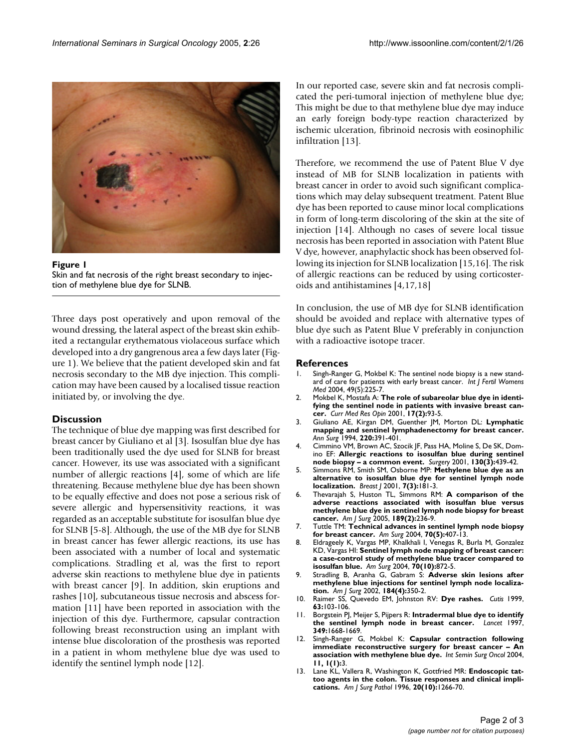Figure 1
Skin and fat necrosis of the right breast secondary to injection of methylene blue dye for SLNB.

Three days post operatively and upon removal of the wound dressing, the lateral aspect of the breast skin exhibited a rectangular erythematous violaceous surface which developed into a dry gangrenous area a few days later (Figure 1). We believe that the patient developed skin and fat necrosis secondary to the MB dye injection. This complication may have been caused by a localised tissue reaction initiated by, or involving the dye.

## Discussion

The technique of blue dye mapping was first described for breast cancer by Giuliano et al [3]. Isosulfan blue dye has been traditionally used the dye used for SLNB for breast cancer. However, its use was associated with a significant number of allergic reactions [4], some of which are life threatening. Because methylene blue dye has been shown to be equally effective and does not pose a serious risk of severe allergic and hypersensitivity reactions, it was regarded as an acceptable substitute for isosulfan blue dye for SLNB [5-8]. Although, the use of the MB dye for SLNB in breast cancer has fewer allergic reactions, its use has been associated with a number of local and systematic complications. Stradling et al, was the first to report adverse skin reactions to methylene blue dye in patients with breast cancer [9]. In addition, skin eruptions and rashes [10], subcutaneous tissue necrosis and abscess formation [11] have been reported in association with the injection of this dye. Furthermore, capsular contraction following breast reconstruction using an implant with intense blue discoloration of the prosthesis was reported in a patient in whom methylene blue dye was used to identify the sentinel lymph node [12].

In our reported case, severe skin and fat necrosis complicated the peri-tumoral injection of methylene blue dye; This might be due to that methylene blue dye may induce an early foreign body-type reaction characterized by ischemic ulceration, fibrinoid necrosis with eosinophilic infiltration [13].

Therefore, we recommend the use of Patent Blue V dye instead of MB for SLNB localization in patients with breast cancer in order to avoid such significant complications which may delay subsequent treatment. Patent Blue dye has been reported to cause minor local complications in form of long-term discoloring of the skin at the site of injection [14]. Although no cases of severe local tissue necrosis has been reported in association with Patent Blue V dye, however, anaphylactic shock has been observed following its injection for SLNB localization [15,16]. The risk of allergic reactions can be reduced by using corticosteroids and antihistamines [4,17,18]

In conclusion, the use of MB dye for SLNB identification should be avoided and replace with alternative types of blue dye such as Patent Blue V preferably in conjunction with a radioactive isotope tracer.

## References

1. Singh-Ranger G, Mokbel K: The sentinel node biopsy is a new standard of care for patients with early breast cancer. *Int J Fertil Womens Med* 2004, 49(5):225-7.
2. Mokbel K, Mostafa A: **The role of subareolar blue dye in identifying the sentinel node in patients with invasive breast cancer.** *Curr Med Res Opin* 2001, **17(2):**93-5.
3. Giuliano AE, Kirgan DM, Guenther JM, Morton DL: **Lymphatic mapping and sentinel lymphadenectomy for breast cancer.** *Ann Surg* 1994, **220:**391-401.
4. Cimmino VM, Brown AC, Szocik JF, Pass HA, Moline S, De SK, Domino EF: **Allergic reactions to isosulfan blue during sentinel node biopsy – a common event.** *Surgery* 2001, **130(3):**439-42.
5. Simmons RM, Smith SM, Osborne MP: **Methylene blue dye as an alternative to isosulfan blue dye for sentinel lymph node localization.** *Breast J* 2001, **7(3):**181-3.
6. Thevarajah S, Huston TL, Simmons RM: **A comparison of the adverse reactions associated with isosulfan blue versus methylene blue dye in sentinel lymph node biopsy for breast cancer.** *Am J Surg* 2005, **189(2):**236-9.
7. Tuttle TM: **Technical advances in sentinel lymph node biopsy for breast cancer.** *Am Surg* 2004, **70(5):**407-13.
8. Eldrageely K, Vargas MP, Khalkhali I, Venegas R, Burla M, Gonzalez KD, Vargas HI: **Sentinel lymph node mapping of breast cancer: a case-control study of methylene blue tracer compared to isosulfan blue.** *Am Surg* 2004, **70(10):**872-5.
9. Stradling B, Aranha G, Gabram S: **Adverse skin lesions after methylene blue injections for sentinel lymph node localization.** *Am J Surg* 2002, **184(4):**350-2.
10. Raimer SS, Quevedo EM, Johnston RV: **Dye rashes.** *Cutis* 1999, **63:**103-106.
11. Borgstein PJ, Meijer S, Pijpers R: **Intradermal blue dye to identify the sentinel lymph node in breast cancer.** *Lancet* 1997, **349:**1668-1669.
12. Singh-Ranger G, Mokbel K: **Capsular contraction following immediate reconstructive surgery for breast cancer – An association with methylene blue dye.** *Int Semin Surg Oncol* 2004, **11, 1(1):**3.
13. Lane KL, Vallera R, Washington K, Gottfried MR: **Endoscopic tattoo agents in the colon. Tissue responses and clinical implications.** *Am J Surg Pathol* 1996, **20(10):**1266-70.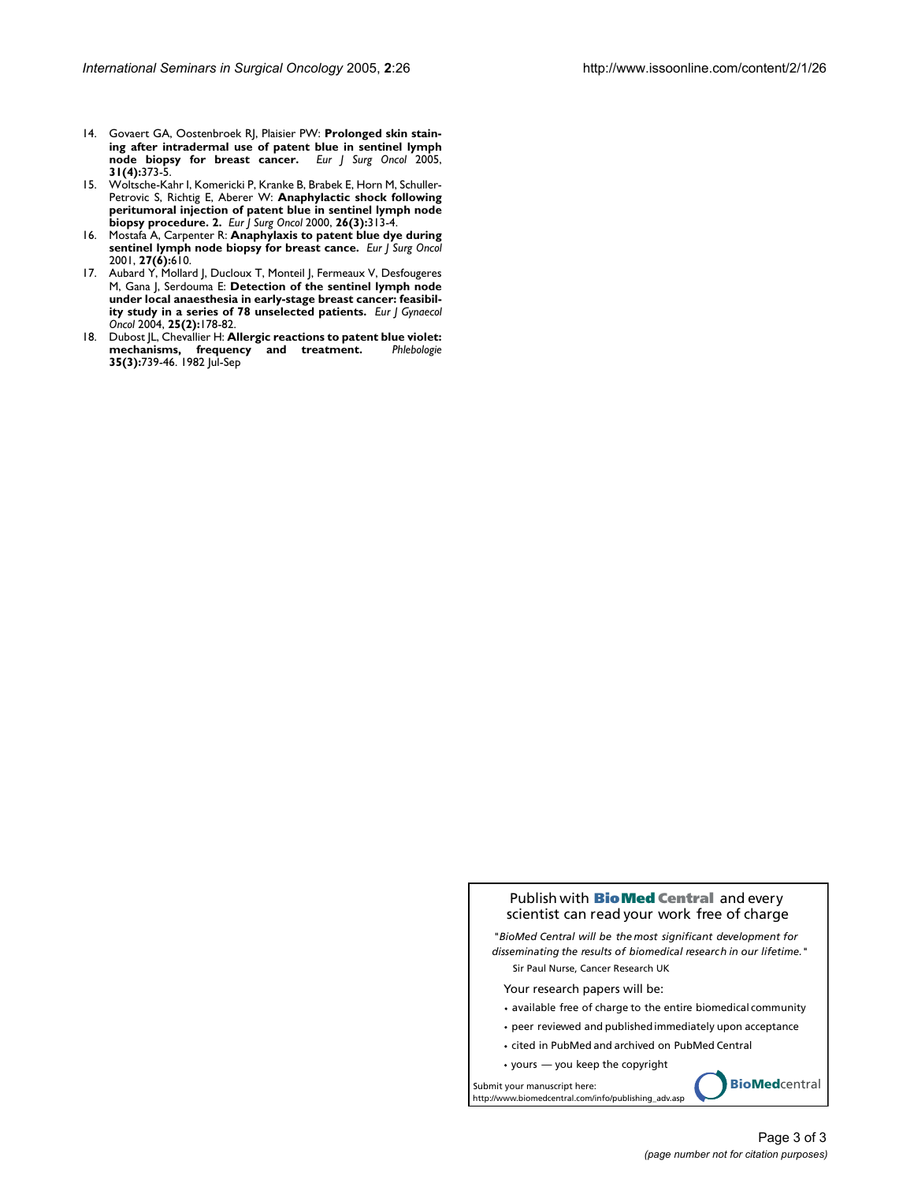14. Govaert GA, Oostenbroek RJ, Plaisier PW: **Prolonged skin staining after intradermal use of patent blue in sentinel lymph node biopsy for breast cancer.** *Eur J Surg Oncol* 2005, **31(4):**373-5.
15. Woltsche-Kahr I, Komericki P, Kranke B, Brabek E, Horn M, Schuller-Petrovic S, Richtig E, Aberer W: **Anaphylactic shock following peritumoral injection of patent blue in sentinel lymph node biopsy procedure. 2.** *Eur J Surg Oncol* 2000, **26(3):**313-4.
16. Mostafa A, Carpenter R: **Anaphylaxis to patent blue dye during sentinel lymph node biopsy for breast cance.** *Eur J Surg Oncol* 2001, **27(6):**610.
17. Aubard Y, Mollard J, Ducloux T, Monteil J, Fermeaux V, Desfougeres M, Gana J, Serdouma E: **Detection of the sentinel lymph node under local anaesthesia in early-stage breast cancer: feasibility study in a series of 78 unselected patients.** *Eur J Gynaecol Oncol* 2004, **25(2):**178-82.
18. Dubost JL, Chevallier H: **Allergic reactions to patent blue violet: mechanisms, frequency and treatment.** *Phlebologie* **35(3):**739-46. 1982 Jul-Sep

Publish with **BioMed Central** and every scientist can read your work free of charge

*"BioMed Central will be the most significant development for disseminating the results of biomedical research in our lifetime."*

Sir Paul Nurse, Cancer Research UK

Your research papers will be:

- available free of charge to the entire biomedical community
- peer reviewed and published immediately upon acceptance
- cited in PubMed and archived on PubMed Central
- yours — you keep the copyright

Submit your manuscript here:
http://www.biomedcentral.com/info/publishing_adv.asp

**BioMed**central